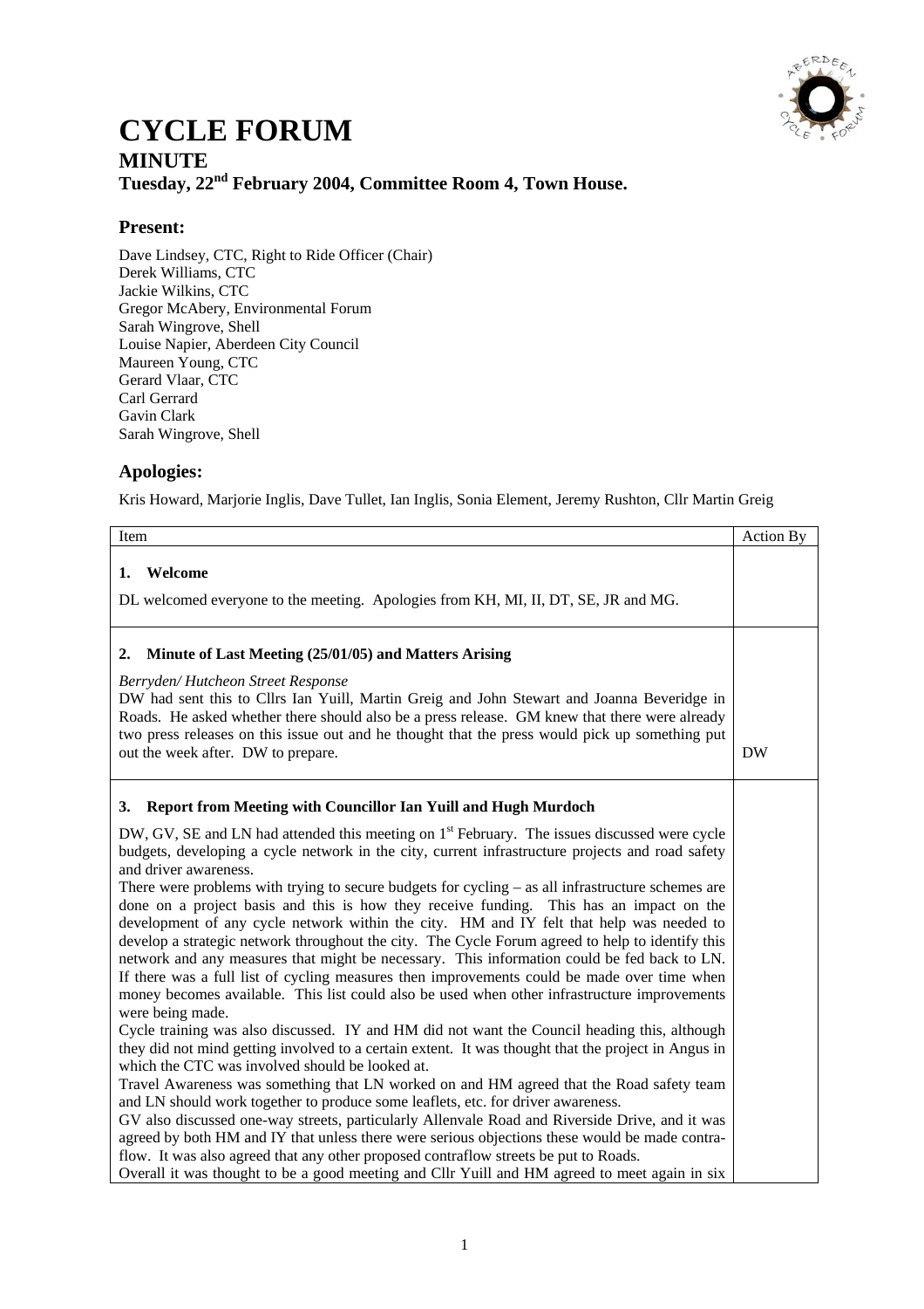# CYCLE FORUM

## MINUTE

### Tuesday, 22nd February 2004, Committee Room 4, Town House.

## Present:

Dave Lindsey, CTC, Right to Ride Officer (Chair)
Derek Williams, CTC
Jackie Wilkins, CTC
Gregor McAbery, Environmental Forum
Sarah Wingrove, Shell
Louise Napier, Aberdeen City Council
Maureen Young, CTC
Gerard Vlaar, CTC
Carl Gerrard
Gavin Clark
Sarah Wingrove, Shell

## Apologies:

Kris Howard, Marjorie Inglis, Dave Tullet, Ian Inglis, Sonia Element, Jeremy Rushton, Cllr Martin Greig

| Item | Action By |
|---|---|
| **1. Welcome**<br><br>DL welcomed everyone to the meeting. Apologies from KH, MI, II, DT, SE, JR and MG. | |
| **2. Minute of Last Meeting (25/01/05) and Matters Arising**<br><br>*Berryden/ Hutcheon Street Response*<br>DW had sent this to Cllrs Ian Yuill, Martin Greig and John Stewart and Joanna Beveridge in Roads. He asked whether there should also be a press release. GM knew that there were already two press releases on this issue out and he thought that the press would pick up something put out the week after. DW to prepare. | DW |
| **3. Report from Meeting with Councillor Ian Yuill and Hugh Murdoch**<br><br>DW, GV, SE and LN had attended this meeting on 1st February. The issues discussed were cycle budgets, developing a cycle network in the city, current infrastructure projects and road safety and driver awareness.<br>There were problems with trying to secure budgets for cycling – as all infrastructure schemes are done on a project basis and this is how they receive funding. This has an impact on the development of any cycle network within the city. HM and IY felt that help was needed to develop a strategic network throughout the city. The Cycle Forum agreed to help to identify this network and any measures that might be necessary. This information could be fed back to LN. If there was a full list of cycling measures then improvements could be made over time when money becomes available. This list could also be used when other infrastructure improvements were being made.<br>Cycle training was also discussed. IY and HM did not want the Council heading this, although they did not mind getting involved to a certain extent. It was thought that the project in Angus in which the CTC was involved should be looked at.<br>Travel Awareness was something that LN worked on and HM agreed that the Road safety team and LN should work together to produce some leaflets, etc. for driver awareness.<br>GV also discussed one-way streets, particularly Allenvale Road and Riverside Drive, and it was agreed by both HM and IY that unless there were serious objections these would be made contra-flow. It was also agreed that any other proposed contraflow streets be put to Roads.<br>Overall it was thought to be a good meeting and Cllr Yuill and HM agreed to meet again in six | |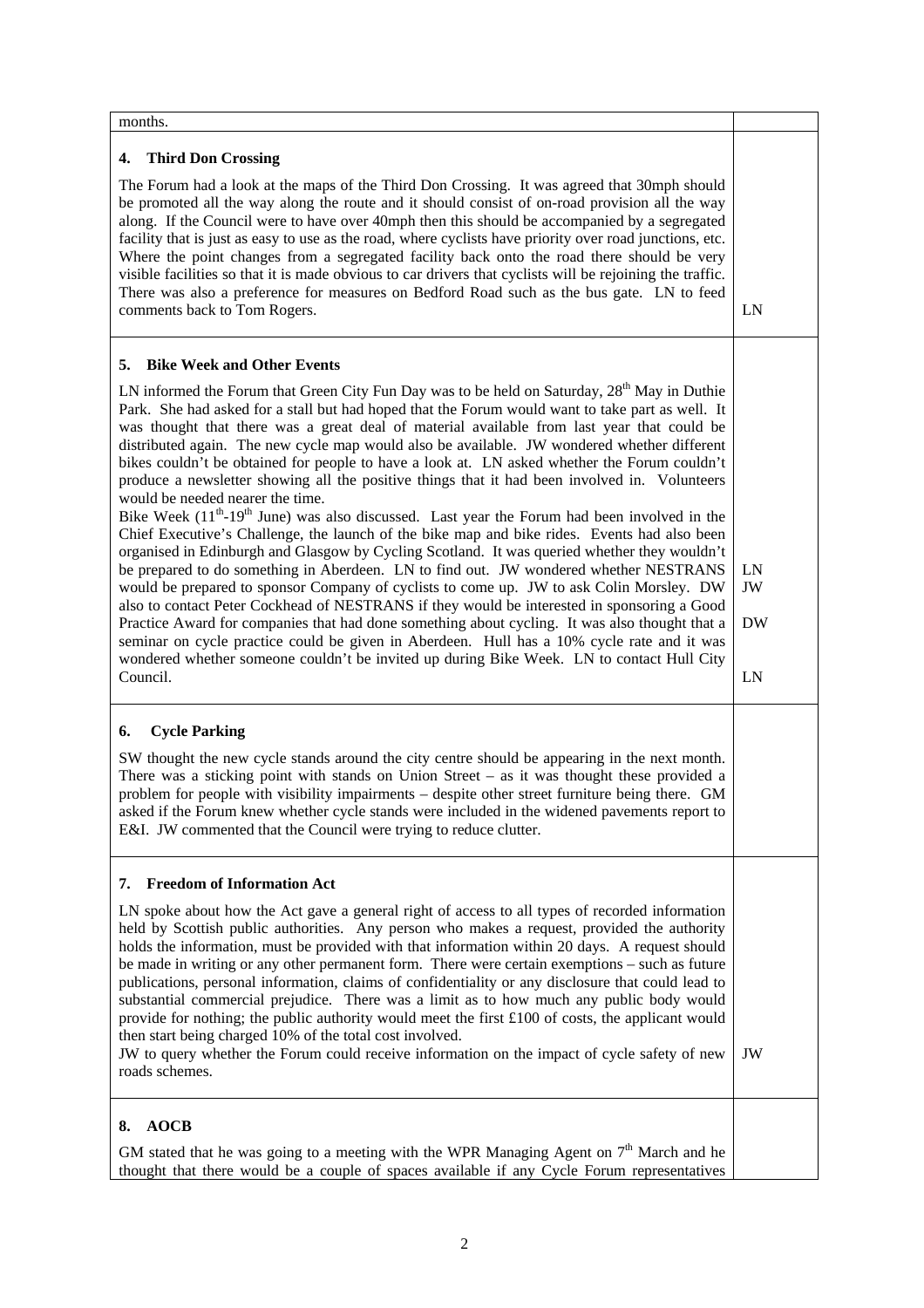| | |
|---|---|
| months. | |
| **4. Third Don Crossing**<br><br>The Forum had a look at the maps of the Third Don Crossing. It was agreed that 30mph should be promoted all the way along the route and it should consist of on-road provision all the way along. If the Council were to have over 40mph then this should be accompanied by a segregated facility that is just as easy to use as the road, where cyclists have priority over road junctions, etc. Where the point changes from a segregated facility back onto the road there should be very visible facilities so that it is made obvious to car drivers that cyclists will be rejoining the traffic. There was also a preference for measures on Bedford Road such as the bus gate. LN to feed comments back to Tom Rogers. | LN |
| **5. Bike Week and Other Events**<br><br>LN informed the Forum that Green City Fun Day was to be held on Saturday, 28th May in Duthie Park. She had asked for a stall but had hoped that the Forum would want to take part as well. It was thought that there was a great deal of material available from last year that could be distributed again. The new cycle map would also be available. JW wondered whether different bikes couldn't be obtained for people to have a look at. LN asked whether the Forum couldn't produce a newsletter showing all the positive things that it had been involved in. Volunteers would be needed nearer the time.<br>Bike Week (11th-19th June) was also discussed. Last year the Forum had been involved in the Chief Executive's Challenge, the launch of the bike map and bike rides. Events had also been organised in Edinburgh and Glasgow by Cycling Scotland. It was queried whether they wouldn't be prepared to do something in Aberdeen. LN to find out. JW wondered whether NESTRANS would be prepared to sponsor Company of cyclists to come up. JW to ask Colin Morsley. DW also to contact Peter Cockhead of NESTRANS if they would be interested in sponsoring a Good Practice Award for companies that had done something about cycling. It was also thought that a seminar on cycle practice could be given in Aberdeen. Hull has a 10% cycle rate and it was wondered whether someone couldn't be invited up during Bike Week. LN to contact Hull City Council. | LN<br>JW<br><br>DW<br><br>LN |
| **6. Cycle Parking**<br><br>SW thought the new cycle stands around the city centre should be appearing in the next month. There was a sticking point with stands on Union Street – as it was thought these provided a problem for people with visibility impairments – despite other street furniture being there. GM asked if the Forum knew whether cycle stands were included in the widened pavements report to E&I. JW commented that the Council were trying to reduce clutter. | |
| **7. Freedom of Information Act**<br><br>LN spoke about how the Act gave a general right of access to all types of recorded information held by Scottish public authorities. Any person who makes a request, provided the authority holds the information, must be provided with that information within 20 days. A request should be made in writing or any other permanent form. There were certain exemptions – such as future publications, personal information, claims of confidentiality or any disclosure that could lead to substantial commercial prejudice. There was a limit as to how much any public body would provide for nothing; the public authority would meet the first £100 of costs, the applicant would then start being charged 10% of the total cost involved.<br>JW to query whether the Forum could receive information on the impact of cycle safety of new roads schemes. | JW |
| **8. AOCB**<br><br>GM stated that he was going to a meeting with the WPR Managing Agent on 7th March and he thought that there would be a couple of spaces available if any Cycle Forum representatives | |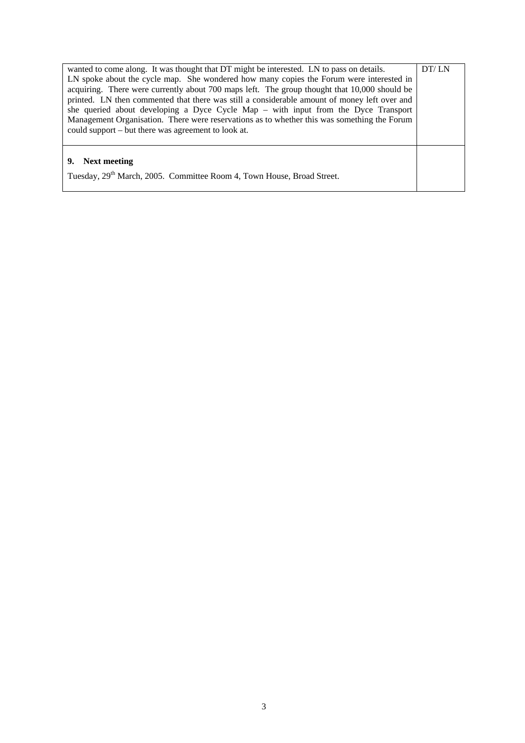| | |
|---|---|
| wanted to come along. It was thought that DT might be interested. LN to pass on details. LN spoke about the cycle map. She wondered how many copies the Forum were interested in acquiring. There were currently about 700 maps left. The group thought that 10,000 should be printed. LN then commented that there was still a considerable amount of money left over and she queried about developing a Dyce Cycle Map – with input from the Dyce Transport Management Organisation. There were reservations as to whether this was something the Forum could support – but there was agreement to look at. | DT/ LN |
| **9. Next meeting**<br><br>Tuesday, 29th March, 2005. Committee Room 4, Town House, Broad Street. | |